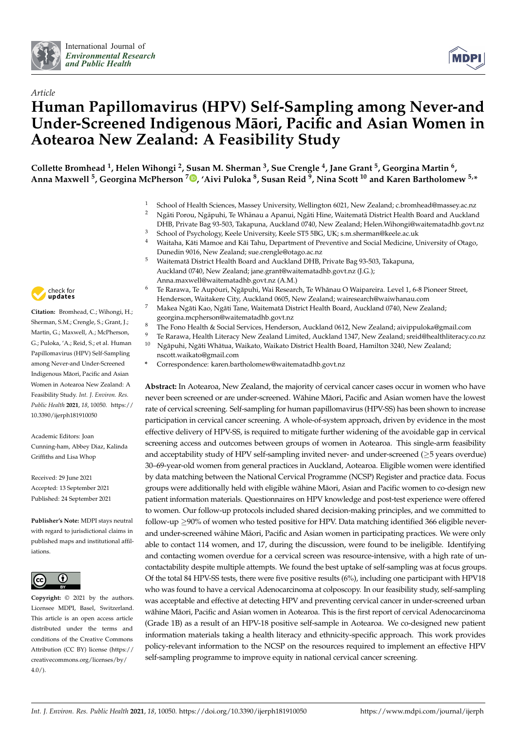Article

# Human Papillomavirus (HPV) Self-Sampling among Never-and Under-Screened Indigenous Māori, Pacific and Asian Women in Aotearoa New Zealand: A Feasibility Study

**Collette Bromhead [1], Helen Wihongi [2], Susan M. Sherman [3], Sue Crengle [4], Jane Grant [5], Georgina Martin [6], Anna Maxwell [5], Georgina McPherson [7], 'Aivi Puloka [8], Susan Reid [9], Nina Scott [10] and Karen Bartholomew [5,*]**

[1] School of Health Sciences, Massey University, Wellington 6021, New Zealand; c.bromhead@massey.ac.nz
[2] Ngāti Porou, Ngāpuhi, Te Whānau a Apanui, Ngāti Hine, Waitematā District Health Board and Auckland DHB, Private Bag 93-503, Takapuna, Auckland 0740, New Zealand; Helen.Wihongi@waitematadhb.govt.nz
[3] School of Psychology, Keele University, Keele ST5 5BG, UK; s.m.sherman@keele.ac.uk
[4] Waitaha, Kāti Mamoe and Kāi Tahu, Department of Preventive and Social Medicine, University of Otago, Dunedin 9016, New Zealand; sue.crengle@otago.ac.nz
[5] Waitematā District Health Board and Auckland DHB, Private Bag 93-503, Takapuna, Auckland 0740, New Zealand; jane.grant@waitematadhb.govt.nz (J.G.); Anna.maxwell@waitematadhb.govt.nz (A.M.)
[6] Te Rarawa, Te Aupōuri, Ngāpuhi, Wai Research, Te Whānau O Waipareira. Level 1, 6-8 Pioneer Street, Henderson, Waitakere City, Auckland 0605, New Zealand; wairesearch@waiwhanau.com
[7] Makea Ngāti Kao, Ngāti Tane, Waitematā District Health Board, Auckland 0740, New Zealand; georgina.mcpherson@waitematadhb.govt.nz
[8] The Fono Health & Social Services, Henderson, Auckland 0612, New Zealand; aivippuloka@gmail.com
[9] Te Rarawa, Health Literacy New Zealand Limited, Auckland 1347, New Zealand; sreid@healthliteracy.co.nz
[10] Ngāpuhi, Ngāti Whātua, Waikato, Waikato District Health Board, Hamilton 3240, New Zealand; nscott.waikato@gmail.com
* Correspondence: karen.bartholomew@waitematadhb.govt.nz

**Citation:** Bromhead, C.; Wihongi, H.; Sherman, S.M.; Crengle, S.; Grant, J.; Martin, G.; Maxwell, A.; McPherson, G.; Puloka, 'A.; Reid, S.; et al. Human Papillomavirus (HPV) Self-Sampling among Never-and Under-Screened Indigenous Māori, Pacific and Asian Women in Aotearoa New Zealand: A Feasibility Study. *Int. J. Environ. Res. Public Health* **2021**, *18*, 10050. https://10.3390/ijerph181910050

Academic Editors: Joan Cunning-ham, Abbey Diaz, Kalinda Griffiths and Lisa Whop

Received: 29 June 2021
Accepted: 13 September 2021
Published: 24 September 2021

**Publisher's Note:** MDPI stays neutral with regard to jurisdictional claims in published maps and institutional affiliations.

**Copyright:** © 2021 by the authors. Licensee MDPI, Basel, Switzerland. This article is an open access article distributed under the terms and conditions of the Creative Commons Attribution (CC BY) license (https://creativecommons.org/licenses/by/4.0/).

**Abstract:** In Aotearoa, New Zealand, the majority of cervical cancer cases occur in women who have never been screened or are under-screened. Wāhine Māori, Pacific and Asian women have the lowest rate of cervical screening. Self-sampling for human papillomavirus (HPV-SS) has been shown to increase participation in cervical cancer screening. A whole-of-system approach, driven by evidence in the most effective delivery of HPV-SS, is required to mitigate further widening of the avoidable gap in cervical screening access and outcomes between groups of women in Aotearoa. This single-arm feasibility and acceptability study of HPV self-sampling invited never- and under-screened (≥5 years overdue) 30–69-year-old women from general practices in Auckland, Aotearoa. Eligible women were identified by data matching between the National Cervical Programme (NCSP) Register and practice data. Focus groups were additionally held with eligible wāhine Māori, Asian and Pacific women to co-design new patient information materials. Questionnaires on HPV knowledge and post-test experience were offered to women. Our follow-up protocols included shared decision-making principles, and we committed to follow-up ≥90% of women who tested positive for HPV. Data matching identified 366 eligible never- and under-screened wāhine Māori, Pacific and Asian women in participating practices. We were only able to contact 114 women, and 17, during the discussion, were found to be ineligible. Identifying and contacting women overdue for a cervical screen was resource-intensive, with a high rate of uncontactability despite multiple attempts. We found the best uptake of self-sampling was at focus groups. Of the total 84 HPV-SS tests, there were five positive results (6%), including one participant with HPV18 who was found to have a cervical Adenocarcinoma at colposcopy. In our feasibility study, self-sampling was acceptable and effective at detecting HPV and preventing cervical cancer in under-screened urban wāhine Māori, Pacific and Asian women in Aotearoa. This is the first report of cervical Adenocarcinoma (Grade 1B) as a result of an HPV-18 positive self-sample in Aotearoa. We co-designed new patient information materials taking a health literacy and ethnicity-specific approach. This work provides policy-relevant information to the NCSP on the resources required to implement an effective HPV self-sampling programme to improve equity in national cervical cancer screening.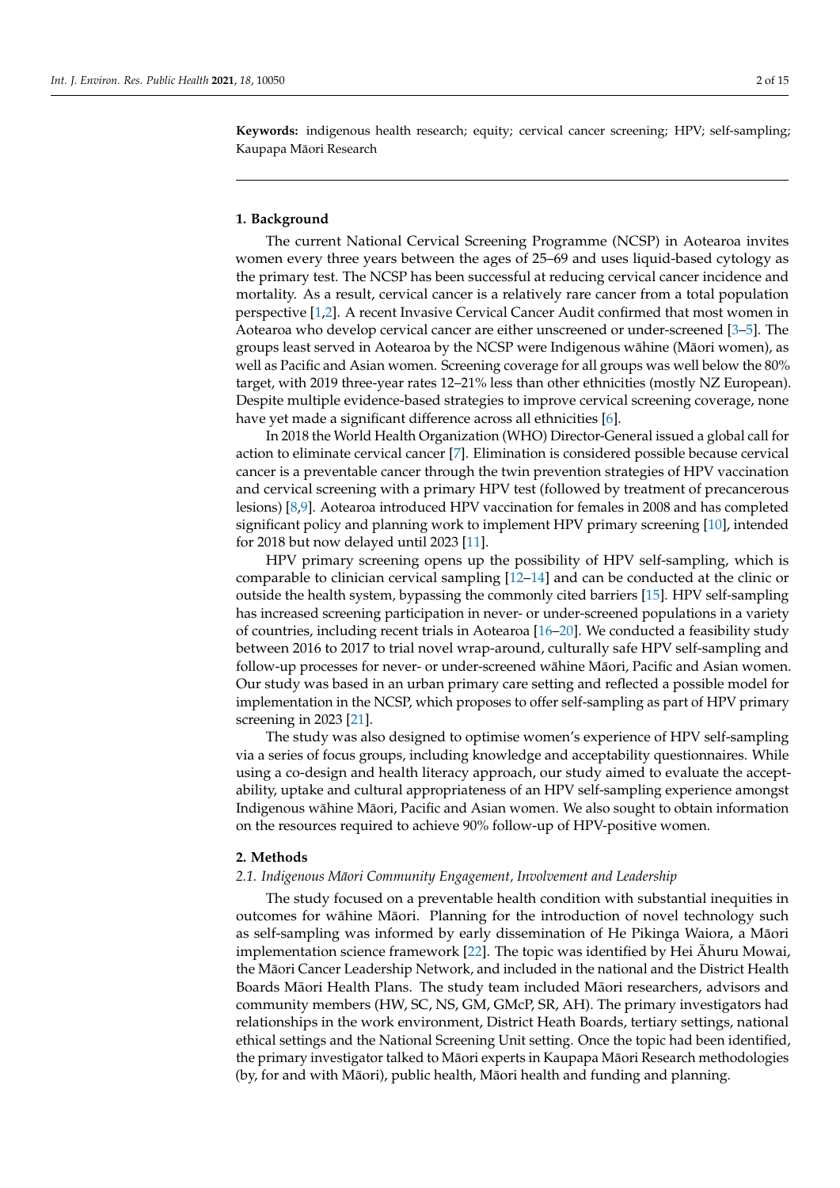**Keywords:** indigenous health research; equity; cervical cancer screening; HPV; self-sampling; Kaupapa Māori Research

## 1. Background

The current National Cervical Screening Programme (NCSP) in Aotearoa invites women every three years between the ages of 25–69 and uses liquid-based cytology as the primary test. The NCSP has been successful at reducing cervical cancer incidence and mortality. As a result, cervical cancer is a relatively rare cancer from a total population perspective [1,2]. A recent Invasive Cervical Cancer Audit confirmed that most women in Aotearoa who develop cervical cancer are either unscreened or under-screened [3–5]. The groups least served in Aotearoa by the NCSP were Indigenous wāhine (Māori women), as well as Pacific and Asian women. Screening coverage for all groups was well below the 80% target, with 2019 three-year rates 12–21% less than other ethnicities (mostly NZ European). Despite multiple evidence-based strategies to improve cervical screening coverage, none have yet made a significant difference across all ethnicities [6].

In 2018 the World Health Organization (WHO) Director-General issued a global call for action to eliminate cervical cancer [7]. Elimination is considered possible because cervical cancer is a preventable cancer through the twin prevention strategies of HPV vaccination and cervical screening with a primary HPV test (followed by treatment of precancerous lesions) [8,9]. Aotearoa introduced HPV vaccination for females in 2008 and has completed significant policy and planning work to implement HPV primary screening [10], intended for 2018 but now delayed until 2023 [11].

HPV primary screening opens up the possibility of HPV self-sampling, which is comparable to clinician cervical sampling [12–14] and can be conducted at the clinic or outside the health system, bypassing the commonly cited barriers [15]. HPV self-sampling has increased screening participation in never- or under-screened populations in a variety of countries, including recent trials in Aotearoa [16–20]. We conducted a feasibility study between 2016 to 2017 to trial novel wrap-around, culturally safe HPV self-sampling and follow-up processes for never- or under-screened wāhine Māori, Pacific and Asian women. Our study was based in an urban primary care setting and reflected a possible model for implementation in the NCSP, which proposes to offer self-sampling as part of HPV primary screening in 2023 [21].

The study was also designed to optimise women's experience of HPV self-sampling via a series of focus groups, including knowledge and acceptability questionnaires. While using a co-design and health literacy approach, our study aimed to evaluate the acceptability, uptake and cultural appropriateness of an HPV self-sampling experience amongst Indigenous wāhine Māori, Pacific and Asian women. We also sought to obtain information on the resources required to achieve 90% follow-up of HPV-positive women.

## 2. Methods

### *2.1. Indigenous Māori Community Engagement, Involvement and Leadership*

The study focused on a preventable health condition with substantial inequities in outcomes for wāhine Māori. Planning for the introduction of novel technology such as self-sampling was informed by early dissemination of He Pikinga Waiora, a Māori implementation science framework [22]. The topic was identified by Hei Āhuru Mowai, the Māori Cancer Leadership Network, and included in the national and the District Health Boards Māori Health Plans. The study team included Māori researchers, advisors and community members (HW, SC, NS, GM, GMcP, SR, AH). The primary investigators had relationships in the work environment, District Heath Boards, tertiary settings, national ethical settings and the National Screening Unit setting. Once the topic had been identified, the primary investigator talked to Māori experts in Kaupapa Māori Research methodologies (by, for and with Māori), public health, Māori health and funding and planning.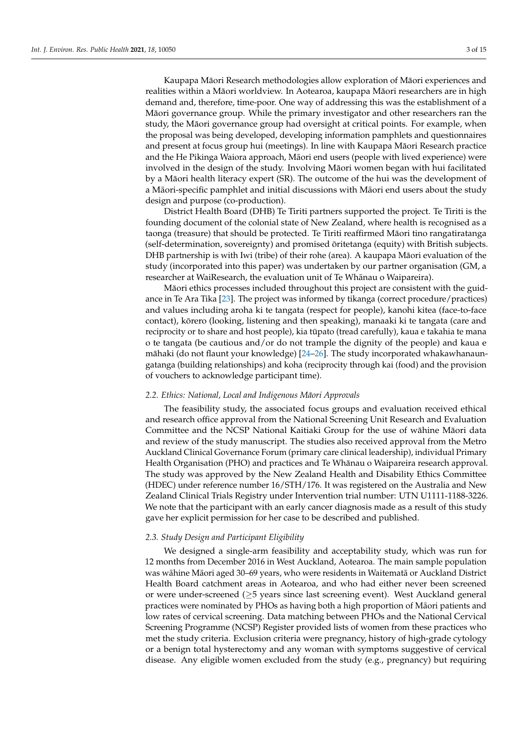Kaupapa Māori Research methodologies allow exploration of Māori experiences and realities within a Māori worldview. In Aotearoa, kaupapa Māori researchers are in high demand and, therefore, time-poor. One way of addressing this was the establishment of a Māori governance group. While the primary investigator and other researchers ran the study, the Māori governance group had oversight at critical points. For example, when the proposal was being developed, developing information pamphlets and questionnaires and present at focus group hui (meetings). In line with Kaupapa Māori Research practice and the He Pikinga Waiora approach, Māori end users (people with lived experience) were involved in the design of the study. Involving Māori women began with hui facilitated by a Māori health literacy expert (SR). The outcome of the hui was the development of a Māori-specific pamphlet and initial discussions with Māori end users about the study design and purpose (co-production).

District Health Board (DHB) Te Tiriti partners supported the project. Te Tiriti is the founding document of the colonial state of New Zealand, where health is recognised as a taonga (treasure) that should be protected. Te Tiriti reaffirmed Māori tino rangatiratanga (self-determination, sovereignty) and promised ōritetanga (equity) with British subjects. DHB partnership is with Iwi (tribe) of their rohe (area). A kaupapa Māori evaluation of the study (incorporated into this paper) was undertaken by our partner organisation (GM, a researcher at WaiResearch, the evaluation unit of Te Whānau o Waipareira).

Māori ethics processes included throughout this project are consistent with the guidance in Te Ara Tika [23]. The project was informed by tikanga (correct procedure/practices) and values including aroha ki te tangata (respect for people), kanohi kitea (face-to-face contact), kōrero (looking, listening and then speaking), manaaki ki te tangata (care and reciprocity or to share and host people), kia tūpato (tread carefully), kaua e takahia te mana o te tangata (be cautious and/or do not trample the dignity of the people) and kaua e māhaki (do not flaunt your knowledge) [24–26]. The study incorporated whakawhanaungatanga (building relationships) and koha (reciprocity through kai (food) and the provision of vouchers to acknowledge participant time).

### 2.2. Ethics: National, Local and Indigenous Māori Approvals

The feasibility study, the associated focus groups and evaluation received ethical and research office approval from the National Screening Unit Research and Evaluation Committee and the NCSP National Kaitiaki Group for the use of wāhine Māori data and review of the study manuscript. The studies also received approval from the Metro Auckland Clinical Governance Forum (primary care clinical leadership), individual Primary Health Organisation (PHO) and practices and Te Whānau o Waipareira research approval. The study was approved by the New Zealand Health and Disability Ethics Committee (HDEC) under reference number 16/STH/176. It was registered on the Australia and New Zealand Clinical Trials Registry under Intervention trial number: UTN U1111-1188-3226. We note that the participant with an early cancer diagnosis made as a result of this study gave her explicit permission for her case to be described and published.

### 2.3. Study Design and Participant Eligibility

We designed a single-arm feasibility and acceptability study, which was run for 12 months from December 2016 in West Auckland, Aotearoa. The main sample population was wāhine Māori aged 30–69 years, who were residents in Waitematā or Auckland District Health Board catchment areas in Aotearoa, and who had either never been screened or were under-screened ($\geq$5 years since last screening event). West Auckland general practices were nominated by PHOs as having both a high proportion of Māori patients and low rates of cervical screening. Data matching between PHOs and the National Cervical Screening Programme (NCSP) Register provided lists of women from these practices who met the study criteria. Exclusion criteria were pregnancy, history of high-grade cytology or a benign total hysterectomy and any woman with symptoms suggestive of cervical disease. Any eligible women excluded from the study (e.g., pregnancy) but requiring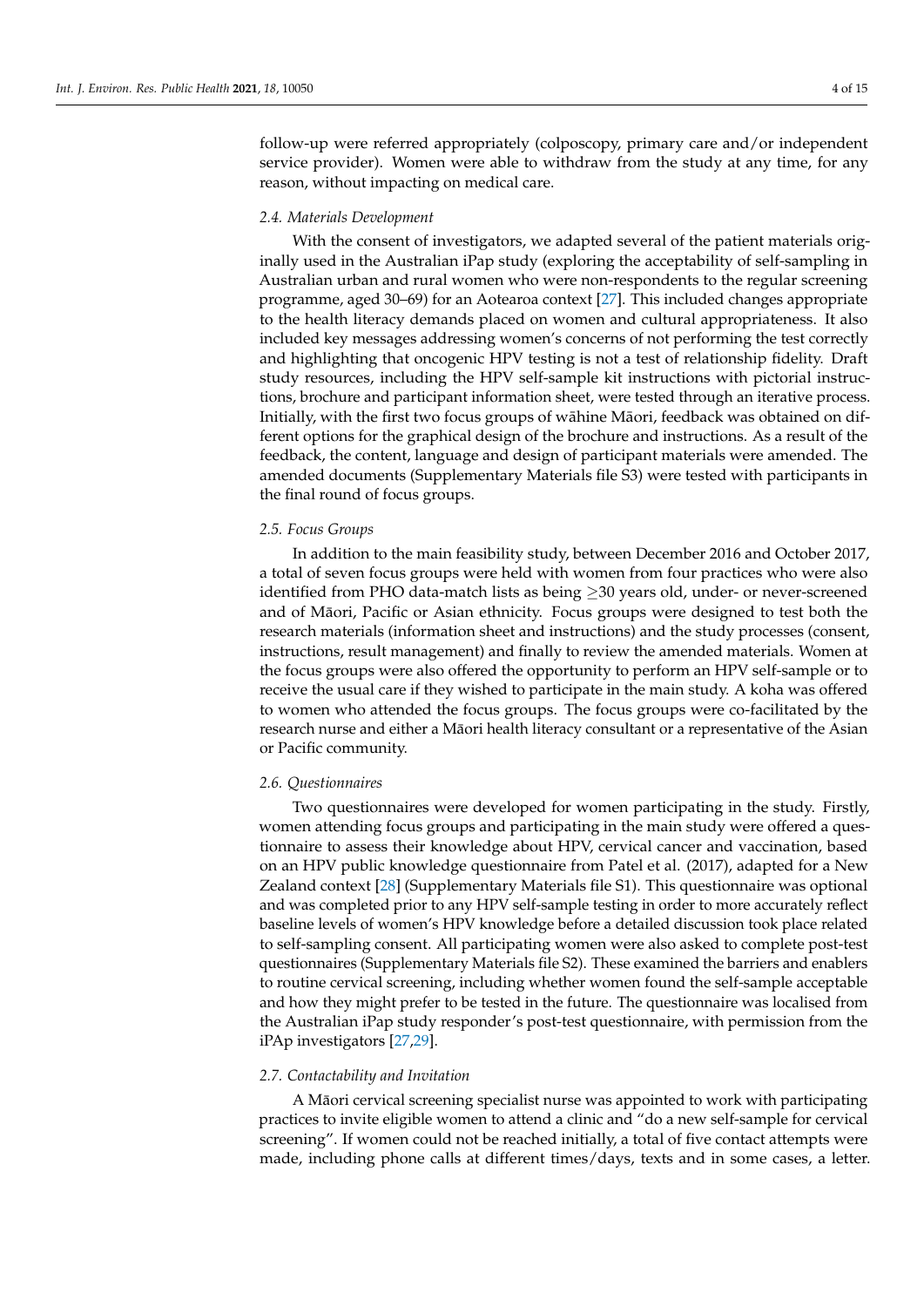follow-up were referred appropriately (colposcopy, primary care and/or independent service provider). Women were able to withdraw from the study at any time, for any reason, without impacting on medical care.

### *2.4. Materials Development*

With the consent of investigators, we adapted several of the patient materials originally used in the Australian iPap study (exploring the acceptability of self-sampling in Australian urban and rural women who were non-respondents to the regular screening programme, aged 30–69) for an Aotearoa context [27]. This included changes appropriate to the health literacy demands placed on women and cultural appropriateness. It also included key messages addressing women's concerns of not performing the test correctly and highlighting that oncogenic HPV testing is not a test of relationship fidelity. Draft study resources, including the HPV self-sample kit instructions with pictorial instructions, brochure and participant information sheet, were tested through an iterative process. Initially, with the first two focus groups of wāhine Māori, feedback was obtained on different options for the graphical design of the brochure and instructions. As a result of the feedback, the content, language and design of participant materials were amended. The amended documents (Supplementary Materials file S3) were tested with participants in the final round of focus groups.

### *2.5. Focus Groups*

In addition to the main feasibility study, between December 2016 and October 2017, a total of seven focus groups were held with women from four practices who were also identified from PHO data-match lists as being ≥30 years old, under- or never-screened and of Māori, Pacific or Asian ethnicity. Focus groups were designed to test both the research materials (information sheet and instructions) and the study processes (consent, instructions, result management) and finally to review the amended materials. Women at the focus groups were also offered the opportunity to perform an HPV self-sample or to receive the usual care if they wished to participate in the main study. A koha was offered to women who attended the focus groups. The focus groups were co-facilitated by the research nurse and either a Māori health literacy consultant or a representative of the Asian or Pacific community.

### *2.6. Questionnaires*

Two questionnaires were developed for women participating in the study. Firstly, women attending focus groups and participating in the main study were offered a questionnaire to assess their knowledge about HPV, cervical cancer and vaccination, based on an HPV public knowledge questionnaire from Patel et al. (2017), adapted for a New Zealand context [28] (Supplementary Materials file S1). This questionnaire was optional and was completed prior to any HPV self-sample testing in order to more accurately reflect baseline levels of women's HPV knowledge before a detailed discussion took place related to self-sampling consent. All participating women were also asked to complete post-test questionnaires (Supplementary Materials file S2). These examined the barriers and enablers to routine cervical screening, including whether women found the self-sample acceptable and how they might prefer to be tested in the future. The questionnaire was localised from the Australian iPap study responder's post-test questionnaire, with permission from the iPAp investigators [27,29].

### *2.7. Contactability and Invitation*

A Māori cervical screening specialist nurse was appointed to work with participating practices to invite eligible women to attend a clinic and "do a new self-sample for cervical screening". If women could not be reached initially, a total of five contact attempts were made, including phone calls at different times/days, texts and in some cases, a letter.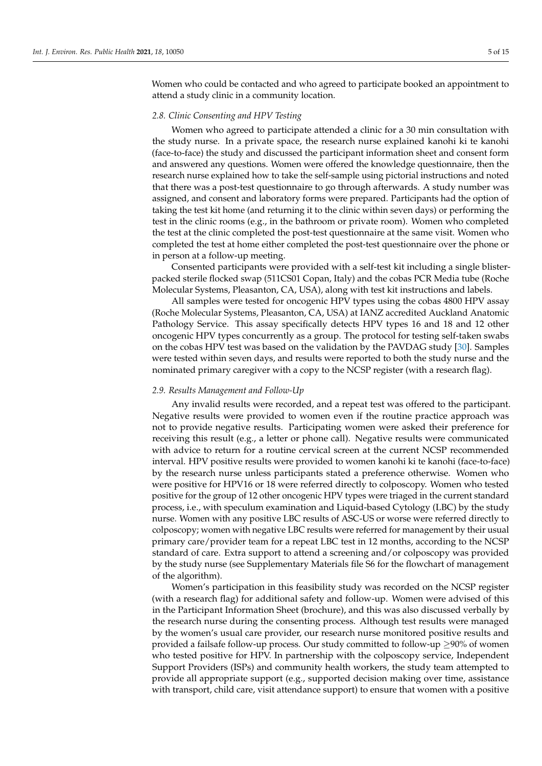Women who could be contacted and who agreed to participate booked an appointment to attend a study clinic in a community location.

### *2.8. Clinic Consenting and HPV Testing*

Women who agreed to participate attended a clinic for a 30 min consultation with the study nurse. In a private space, the research nurse explained kanohi ki te kanohi (face-to-face) the study and discussed the participant information sheet and consent form and answered any questions. Women were offered the knowledge questionnaire, then the research nurse explained how to take the self-sample using pictorial instructions and noted that there was a post-test questionnaire to go through afterwards. A study number was assigned, and consent and laboratory forms were prepared. Participants had the option of taking the test kit home (and returning it to the clinic within seven days) or performing the test in the clinic rooms (e.g., in the bathroom or private room). Women who completed the test at the clinic completed the post-test questionnaire at the same visit. Women who completed the test at home either completed the post-test questionnaire over the phone or in person at a follow-up meeting.

Consented participants were provided with a self-test kit including a single blister-packed sterile flocked swap (511CS01 Copan, Italy) and the cobas PCR Media tube (Roche Molecular Systems, Pleasanton, CA, USA), along with test kit instructions and labels.

All samples were tested for oncogenic HPV types using the cobas 4800 HPV assay (Roche Molecular Systems, Pleasanton, CA, USA) at IANZ accredited Auckland Anatomic Pathology Service. This assay specifically detects HPV types 16 and 18 and 12 other oncogenic HPV types concurrently as a group. The protocol for testing self-taken swabs on the cobas HPV test was based on the validation by the PAVDAG study [30]. Samples were tested within seven days, and results were reported to both the study nurse and the nominated primary caregiver with a copy to the NCSP register (with a research flag).

### *2.9. Results Management and Follow-Up*

Any invalid results were recorded, and a repeat test was offered to the participant. Negative results were provided to women even if the routine practice approach was not to provide negative results. Participating women were asked their preference for receiving this result (e.g., a letter or phone call). Negative results were communicated with advice to return for a routine cervical screen at the current NCSP recommended interval. HPV positive results were provided to women kanohi ki te kanohi (face-to-face) by the research nurse unless participants stated a preference otherwise. Women who were positive for HPV16 or 18 were referred directly to colposcopy. Women who tested positive for the group of 12 other oncogenic HPV types were triaged in the current standard process, i.e., with speculum examination and Liquid-based Cytology (LBC) by the study nurse. Women with any positive LBC results of ASC-US or worse were referred directly to colposcopy; women with negative LBC results were referred for management by their usual primary care/provider team for a repeat LBC test in 12 months, according to the NCSP standard of care. Extra support to attend a screening and/or colposcopy was provided by the study nurse (see Supplementary Materials file S6 for the flowchart of management of the algorithm).

Women's participation in this feasibility study was recorded on the NCSP register (with a research flag) for additional safety and follow-up. Women were advised of this in the Participant Information Sheet (brochure), and this was also discussed verbally by the research nurse during the consenting process. Although test results were managed by the women's usual care provider, our research nurse monitored positive results and provided a failsafe follow-up process. Our study committed to follow-up $\geq$90% of women who tested positive for HPV. In partnership with the colposcopy service, Independent Support Providers (ISPs) and community health workers, the study team attempted to provide all appropriate support (e.g., supported decision making over time, assistance with transport, child care, visit attendance support) to ensure that women with a positive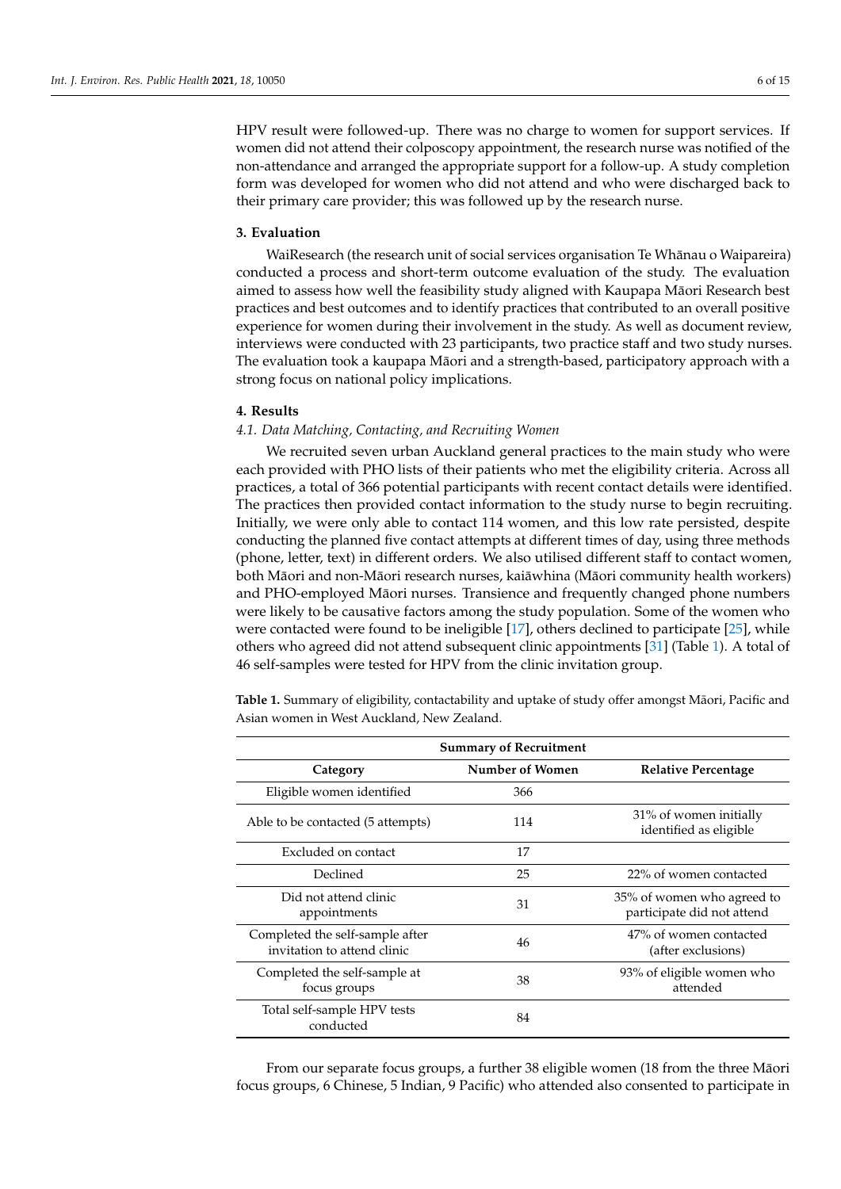HPV result were followed-up. There was no charge to women for support services. If women did not attend their colposcopy appointment, the research nurse was notified of the non-attendance and arranged the appropriate support for a follow-up. A study completion form was developed for women who did not attend and who were discharged back to their primary care provider; this was followed up by the research nurse.

## 3. Evaluation

WaiResearch (the research unit of social services organisation Te Whānau o Waipareira) conducted a process and short-term outcome evaluation of the study. The evaluation aimed to assess how well the feasibility study aligned with Kaupapa Māori Research best practices and best outcomes and to identify practices that contributed to an overall positive experience for women during their involvement in the study. As well as document review, interviews were conducted with 23 participants, two practice staff and two study nurses. The evaluation took a kaupapa Māori and a strength-based, participatory approach with a strong focus on national policy implications.

## 4. Results

### *4.1. Data Matching, Contacting, and Recruiting Women*

We recruited seven urban Auckland general practices to the main study who were each provided with PHO lists of their patients who met the eligibility criteria. Across all practices, a total of 366 potential participants with recent contact details were identified. The practices then provided contact information to the study nurse to begin recruiting. Initially, we were only able to contact 114 women, and this low rate persisted, despite conducting the planned five contact attempts at different times of day, using three methods (phone, letter, text) in different orders. We also utilised different staff to contact women, both Māori and non-Māori research nurses, kaiāwhina (Māori community health workers) and PHO-employed Māori nurses. Transience and frequently changed phone numbers were likely to be causative factors among the study population. Some of the women who were contacted were found to be ineligible [17], others declined to participate [25], while others who agreed did not attend subsequent clinic appointments [31] (Table 1). A total of 46 self-samples were tested for HPV from the clinic invitation group.

**Table 1.** Summary of eligibility, contactability and uptake of study offer amongst Māori, Pacific and Asian women in West Auckland, New Zealand.

| Summary of Recruitment | | |
|---|---|---|
| **Category** | **Number of Women** | **Relative Percentage** |
| Eligible women identified | 366 | |
| Able to be contacted (5 attempts) | 114 | 31% of women initially identified as eligible |
| Excluded on contact | 17 | |
| Declined | 25 | 22% of women contacted |
| Did not attend clinic appointments | 31 | 35% of women who agreed to participate did not attend |
| Completed the self-sample after invitation to attend clinic | 46 | 47% of women contacted (after exclusions) |
| Completed the self-sample at focus groups | 38 | 93% of eligible women who attended |
| Total self-sample HPV tests conducted | 84 | |

From our separate focus groups, a further 38 eligible women (18 from the three Māori focus groups, 6 Chinese, 5 Indian, 9 Pacific) who attended also consented to participate in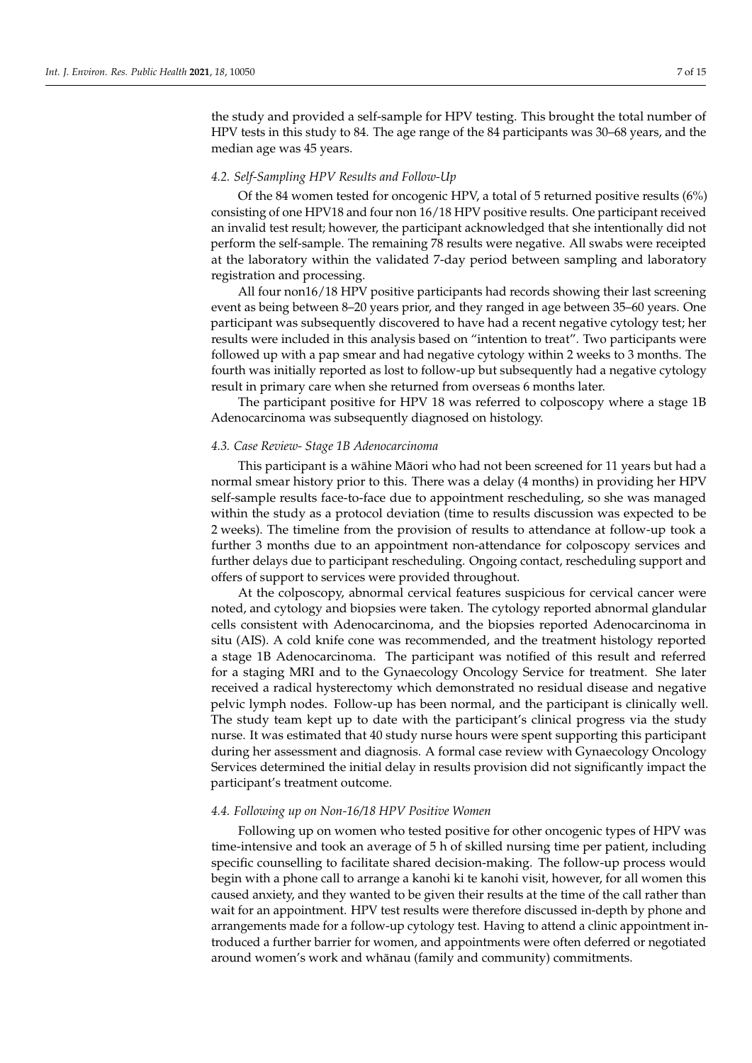the study and provided a self-sample for HPV testing. This brought the total number of HPV tests in this study to 84. The age range of the 84 participants was 30–68 years, and the median age was 45 years.

### *4.2. Self-Sampling HPV Results and Follow-Up*

Of the 84 women tested for oncogenic HPV, a total of 5 returned positive results (6%) consisting of one HPV18 and four non 16/18 HPV positive results. One participant received an invalid test result; however, the participant acknowledged that she intentionally did not perform the self-sample. The remaining 78 results were negative. All swabs were receipted at the laboratory within the validated 7-day period between sampling and laboratory registration and processing.

All four non16/18 HPV positive participants had records showing their last screening event as being between 8–20 years prior, and they ranged in age between 35–60 years. One participant was subsequently discovered to have had a recent negative cytology test; her results were included in this analysis based on "intention to treat". Two participants were followed up with a pap smear and had negative cytology within 2 weeks to 3 months. The fourth was initially reported as lost to follow-up but subsequently had a negative cytology result in primary care when she returned from overseas 6 months later.

The participant positive for HPV 18 was referred to colposcopy where a stage 1B Adenocarcinoma was subsequently diagnosed on histology.

### *4.3. Case Review- Stage 1B Adenocarcinoma*

This participant is a wāhine Māori who had not been screened for 11 years but had a normal smear history prior to this. There was a delay (4 months) in providing her HPV self-sample results face-to-face due to appointment rescheduling, so she was managed within the study as a protocol deviation (time to results discussion was expected to be 2 weeks). The timeline from the provision of results to attendance at follow-up took a further 3 months due to an appointment non-attendance for colposcopy services and further delays due to participant rescheduling. Ongoing contact, rescheduling support and offers of support to services were provided throughout.

At the colposcopy, abnormal cervical features suspicious for cervical cancer were noted, and cytology and biopsies were taken. The cytology reported abnormal glandular cells consistent with Adenocarcinoma, and the biopsies reported Adenocarcinoma in situ (AIS). A cold knife cone was recommended, and the treatment histology reported a stage 1B Adenocarcinoma. The participant was notified of this result and referred for a staging MRI and to the Gynaecology Oncology Service for treatment. She later received a radical hysterectomy which demonstrated no residual disease and negative pelvic lymph nodes. Follow-up has been normal, and the participant is clinically well. The study team kept up to date with the participant's clinical progress via the study nurse. It was estimated that 40 study nurse hours were spent supporting this participant during her assessment and diagnosis. A formal case review with Gynaecology Oncology Services determined the initial delay in results provision did not significantly impact the participant's treatment outcome.

### *4.4. Following up on Non-16/18 HPV Positive Women*

Following up on women who tested positive for other oncogenic types of HPV was time-intensive and took an average of 5 h of skilled nursing time per patient, including specific counselling to facilitate shared decision-making. The follow-up process would begin with a phone call to arrange a kanohi ki te kanohi visit, however, for all women this caused anxiety, and they wanted to be given their results at the time of the call rather than wait for an appointment. HPV test results were therefore discussed in-depth by phone and arrangements made for a follow-up cytology test. Having to attend a clinic appointment introduced a further barrier for women, and appointments were often deferred or negotiated around women's work and whānau (family and community) commitments.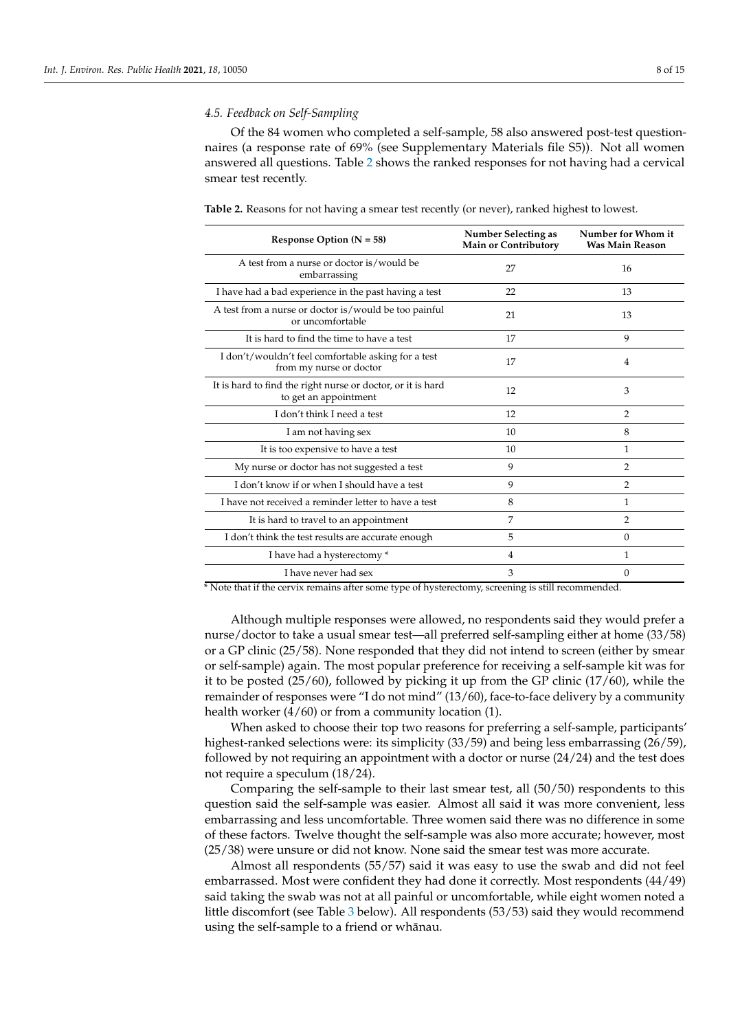### 4.5. Feedback on Self-Sampling

Of the 84 women who completed a self-sample, 58 also answered post-test questionnaires (a response rate of 69% (see Supplementary Materials file S5)). Not all women answered all questions. Table 2 shows the ranked responses for not having had a cervical smear test recently.

**Table 2.** Reasons for not having a smear test recently (or never), ranked highest to lowest.

| Response Option (N = 58) | Number Selecting as Main or Contributory | Number for Whom it Was Main Reason |
|---|---|---|
| A test from a nurse or doctor is/would be embarrassing | 27 | 16 |
| I have had a bad experience in the past having a test | 22 | 13 |
| A test from a nurse or doctor is/would be too painful or uncomfortable | 21 | 13 |
| It is hard to find the time to have a test | 17 | 9 |
| I don't/wouldn't feel comfortable asking for a test from my nurse or doctor | 17 | 4 |
| It is hard to find the right nurse or doctor, or it is hard to get an appointment | 12 | 3 |
| I don't think I need a test | 12 | 2 |
| I am not having sex | 10 | 8 |
| It is too expensive to have a test | 10 | 1 |
| My nurse or doctor has not suggested a test | 9 | 2 |
| I don't know if or when I should have a test | 9 | 2 |
| I have not received a reminder letter to have a test | 8 | 1 |
| It is hard to travel to an appointment | 7 | 2 |
| I don't think the test results are accurate enough | 5 | 0 |
| I have had a hysterectomy * | 4 | 1 |
| I have never had sex | 3 | 0 |

\* Note that if the cervix remains after some type of hysterectomy, screening is still recommended.

Although multiple responses were allowed, no respondents said they would prefer a nurse/doctor to take a usual smear test—all preferred self-sampling either at home (33/58) or a GP clinic (25/58). None responded that they did not intend to screen (either by smear or self-sample) again. The most popular preference for receiving a self-sample kit was for it to be posted (25/60), followed by picking it up from the GP clinic (17/60), while the remainder of responses were "I do not mind" (13/60), face-to-face delivery by a community health worker (4/60) or from a community location (1).

When asked to choose their top two reasons for preferring a self-sample, participants' highest-ranked selections were: its simplicity (33/59) and being less embarrassing (26/59), followed by not requiring an appointment with a doctor or nurse (24/24) and the test does not require a speculum (18/24).

Comparing the self-sample to their last smear test, all (50/50) respondents to this question said the self-sample was easier. Almost all said it was more convenient, less embarrassing and less uncomfortable. Three women said there was no difference in some of these factors. Twelve thought the self-sample was also more accurate; however, most (25/38) were unsure or did not know. None said the smear test was more accurate.

Almost all respondents (55/57) said it was easy to use the swab and did not feel embarrassed. Most were confident they had done it correctly. Most respondents (44/49) said taking the swab was not at all painful or uncomfortable, while eight women noted a little discomfort (see Table 3 below). All respondents (53/53) said they would recommend using the self-sample to a friend or whānau.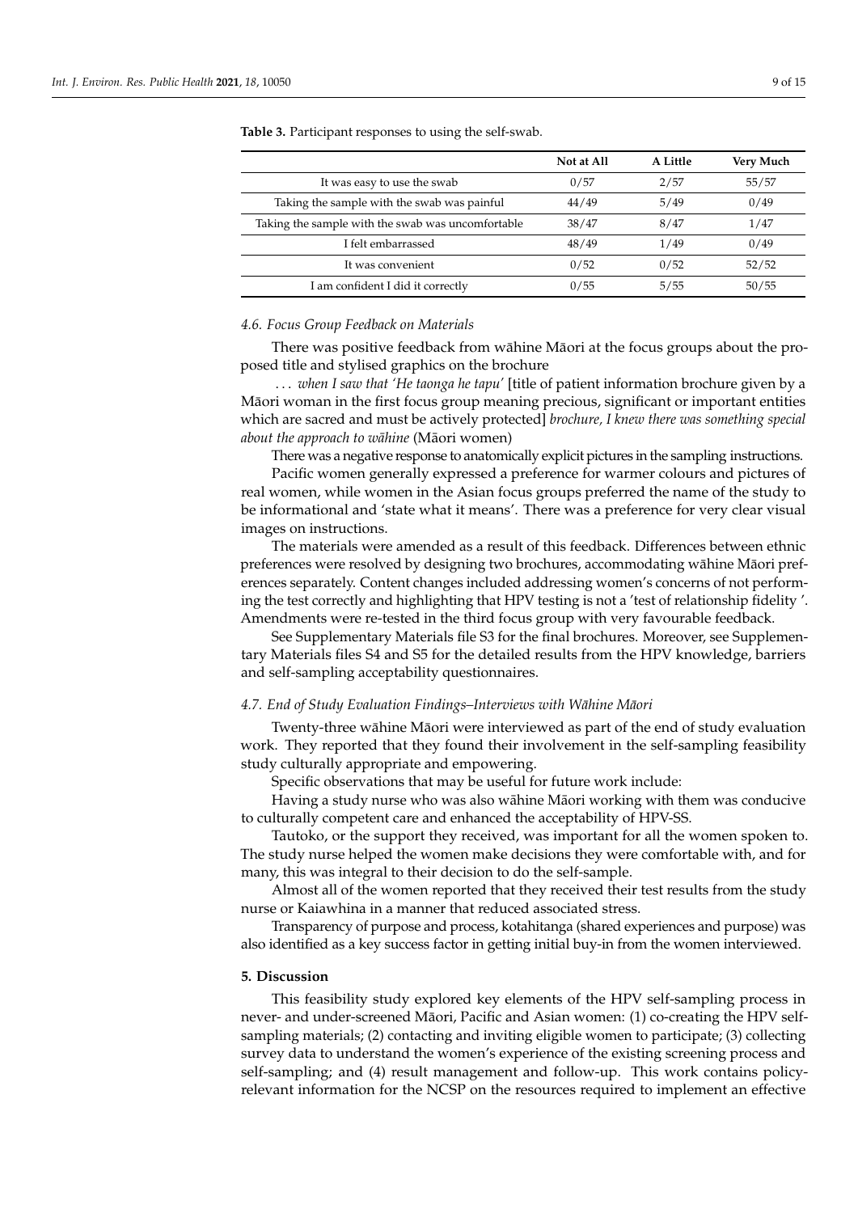**Table 3.** Participant responses to using the self-swab.

| | Not at All | A Little | Very Much |
|---|---|---|---|
| It was easy to use the swab | 0/57 | 2/57 | 55/57 |
| Taking the sample with the swab was painful | 44/49 | 5/49 | 0/49 |
| Taking the sample with the swab was uncomfortable | 38/47 | 8/47 | 1/47 |
| I felt embarrassed | 48/49 | 1/49 | 0/49 |
| It was convenient | 0/52 | 0/52 | 52/52 |
| I am confident I did it correctly | 0/55 | 5/55 | 50/55 |

### *4.6. Focus Group Feedback on Materials*

There was positive feedback from wāhine Māori at the focus groups about the proposed title and stylised graphics on the brochure

*. . . when I saw that 'He taonga he tapu'* [title of patient information brochure given by a Māori woman in the first focus group meaning precious, significant or important entities which are sacred and must be actively protected] *brochure, I knew there was something special about the approach to wāhine* (Māori women)

There was a negative response to anatomically explicit pictures in the sampling instructions.

Pacific women generally expressed a preference for warmer colours and pictures of real women, while women in the Asian focus groups preferred the name of the study to be informational and 'state what it means'. There was a preference for very clear visual images on instructions.

The materials were amended as a result of this feedback. Differences between ethnic preferences were resolved by designing two brochures, accommodating wāhine Māori preferences separately. Content changes included addressing women's concerns of not performing the test correctly and highlighting that HPV testing is not a 'test of relationship fidelity '. Amendments were re-tested in the third focus group with very favourable feedback.

See Supplementary Materials file S3 for the final brochures. Moreover, see Supplementary Materials files S4 and S5 for the detailed results from the HPV knowledge, barriers and self-sampling acceptability questionnaires.

### *4.7. End of Study Evaluation Findings–Interviews with Wāhine Māori*

Twenty-three wāhine Māori were interviewed as part of the end of study evaluation work. They reported that they found their involvement in the self-sampling feasibility study culturally appropriate and empowering.

Specific observations that may be useful for future work include:

Having a study nurse who was also wāhine Māori working with them was conducive to culturally competent care and enhanced the acceptability of HPV-SS.

Tautoko, or the support they received, was important for all the women spoken to. The study nurse helped the women make decisions they were comfortable with, and for many, this was integral to their decision to do the self-sample.

Almost all of the women reported that they received their test results from the study nurse or Kaiawhina in a manner that reduced associated stress.

Transparency of purpose and process, kotahitanga (shared experiences and purpose) was also identified as a key success factor in getting initial buy-in from the women interviewed.

## **5. Discussion**

This feasibility study explored key elements of the HPV self-sampling process in never- and under-screened Māori, Pacific and Asian women: (1) co-creating the HPV self-sampling materials; (2) contacting and inviting eligible women to participate; (3) collecting survey data to understand the women's experience of the existing screening process and self-sampling; and (4) result management and follow-up. This work contains policy-relevant information for the NCSP on the resources required to implement an effective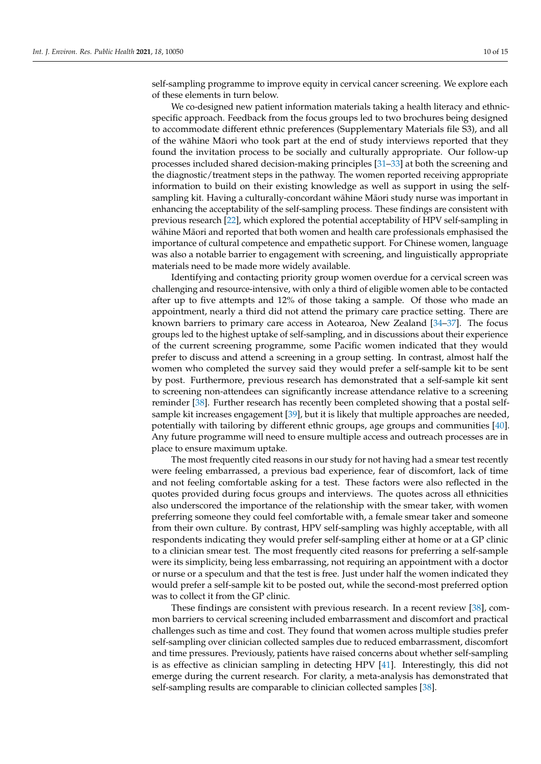self-sampling programme to improve equity in cervical cancer screening. We explore each of these elements in turn below.

We co-designed new patient information materials taking a health literacy and ethnic-specific approach. Feedback from the focus groups led to two brochures being designed to accommodate different ethnic preferences (Supplementary Materials file S3), and all of the wāhine Māori who took part at the end of study interviews reported that they found the invitation process to be socially and culturally appropriate. Our follow-up processes included shared decision-making principles [31–33] at both the screening and the diagnostic/treatment steps in the pathway. The women reported receiving appropriate information to build on their existing knowledge as well as support in using the self-sampling kit. Having a culturally-concordant wāhine Māori study nurse was important in enhancing the acceptability of the self-sampling process. These findings are consistent with previous research [22], which explored the potential acceptability of HPV self-sampling in wāhine Māori and reported that both women and health care professionals emphasised the importance of cultural competence and empathetic support. For Chinese women, language was also a notable barrier to engagement with screening, and linguistically appropriate materials need to be made more widely available.

Identifying and contacting priority group women overdue for a cervical screen was challenging and resource-intensive, with only a third of eligible women able to be contacted after up to five attempts and 12% of those taking a sample. Of those who made an appointment, nearly a third did not attend the primary care practice setting. There are known barriers to primary care access in Aotearoa, New Zealand [34–37]. The focus groups led to the highest uptake of self-sampling, and in discussions about their experience of the current screening programme, some Pacific women indicated that they would prefer to discuss and attend a screening in a group setting. In contrast, almost half the women who completed the survey said they would prefer a self-sample kit to be sent by post. Furthermore, previous research has demonstrated that a self-sample kit sent to screening non-attendees can significantly increase attendance relative to a screening reminder [38]. Further research has recently been completed showing that a postal self-sample kit increases engagement [39], but it is likely that multiple approaches are needed, potentially with tailoring by different ethnic groups, age groups and communities [40]. Any future programme will need to ensure multiple access and outreach processes are in place to ensure maximum uptake.

The most frequently cited reasons in our study for not having had a smear test recently were feeling embarrassed, a previous bad experience, fear of discomfort, lack of time and not feeling comfortable asking for a test. These factors were also reflected in the quotes provided during focus groups and interviews. The quotes across all ethnicities also underscored the importance of the relationship with the smear taker, with women preferring someone they could feel comfortable with, a female smear taker and someone from their own culture. By contrast, HPV self-sampling was highly acceptable, with all respondents indicating they would prefer self-sampling either at home or at a GP clinic to a clinician smear test. The most frequently cited reasons for preferring a self-sample were its simplicity, being less embarrassing, not requiring an appointment with a doctor or nurse or a speculum and that the test is free. Just under half the women indicated they would prefer a self-sample kit to be posted out, while the second-most preferred option was to collect it from the GP clinic.

These findings are consistent with previous research. In a recent review [38], common barriers to cervical screening included embarrassment and discomfort and practical challenges such as time and cost. They found that women across multiple studies prefer self-sampling over clinician collected samples due to reduced embarrassment, discomfort and time pressures. Previously, patients have raised concerns about whether self-sampling is as effective as clinician sampling in detecting HPV [41]. Interestingly, this did not emerge during the current research. For clarity, a meta-analysis has demonstrated that self-sampling results are comparable to clinician collected samples [38].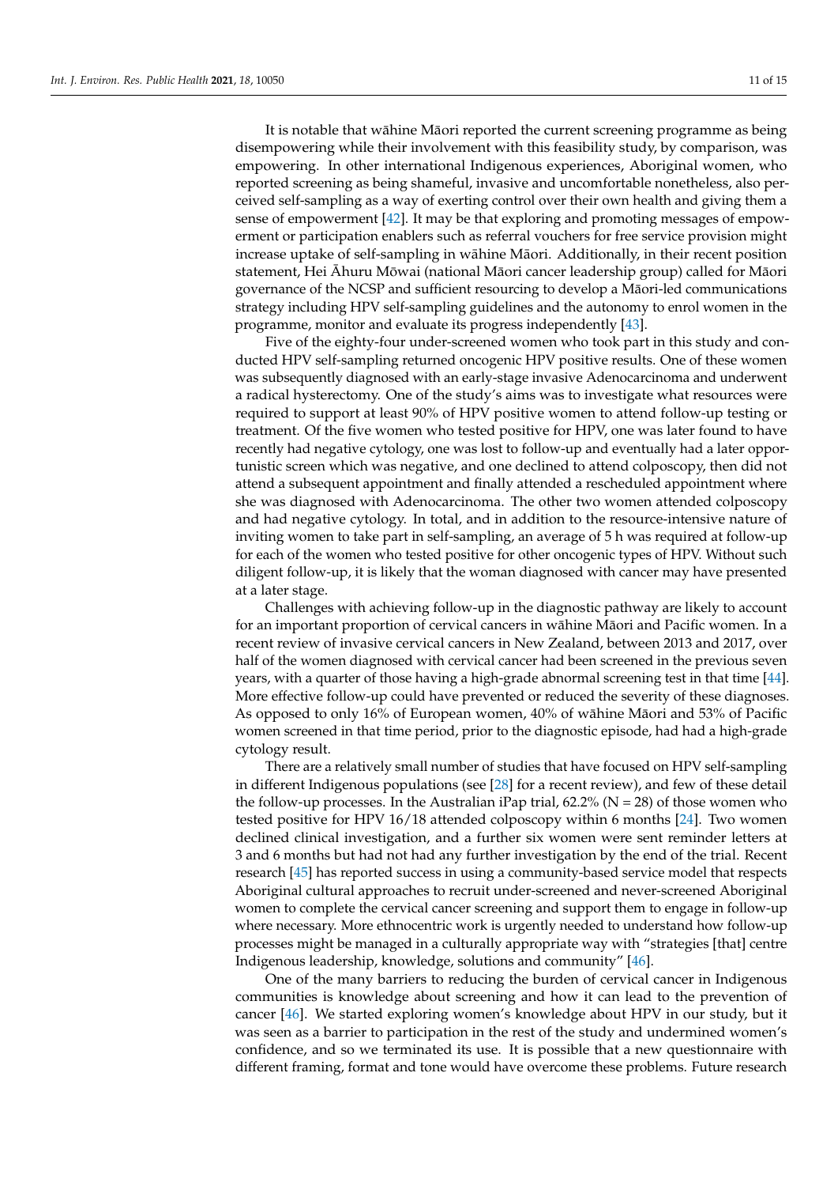It is notable that wāhine Māori reported the current screening programme as being disempowering while their involvement with this feasibility study, by comparison, was empowering. In other international Indigenous experiences, Aboriginal women, who reported screening as being shameful, invasive and uncomfortable nonetheless, also perceived self-sampling as a way of exerting control over their own health and giving them a sense of empowerment [42]. It may be that exploring and promoting messages of empowerment or participation enablers such as referral vouchers for free service provision might increase uptake of self-sampling in wāhine Māori. Additionally, in their recent position statement, Hei Āhuru Mōwai (national Māori cancer leadership group) called for Māori governance of the NCSP and sufficient resourcing to develop a Māori-led communications strategy including HPV self-sampling guidelines and the autonomy to enrol women in the programme, monitor and evaluate its progress independently [43].

Five of the eighty-four under-screened women who took part in this study and conducted HPV self-sampling returned oncogenic HPV positive results. One of these women was subsequently diagnosed with an early-stage invasive Adenocarcinoma and underwent a radical hysterectomy. One of the study's aims was to investigate what resources were required to support at least 90% of HPV positive women to attend follow-up testing or treatment. Of the five women who tested positive for HPV, one was later found to have recently had negative cytology, one was lost to follow-up and eventually had a later opportunistic screen which was negative, and one declined to attend colposcopy, then did not attend a subsequent appointment and finally attended a rescheduled appointment where she was diagnosed with Adenocarcinoma. The other two women attended colposcopy and had negative cytology. In total, and in addition to the resource-intensive nature of inviting women to take part in self-sampling, an average of 5 h was required at follow-up for each of the women who tested positive for other oncogenic types of HPV. Without such diligent follow-up, it is likely that the woman diagnosed with cancer may have presented at a later stage.

Challenges with achieving follow-up in the diagnostic pathway are likely to account for an important proportion of cervical cancers in wāhine Māori and Pacific women. In a recent review of invasive cervical cancers in New Zealand, between 2013 and 2017, over half of the women diagnosed with cervical cancer had been screened in the previous seven years, with a quarter of those having a high-grade abnormal screening test in that time [44]. More effective follow-up could have prevented or reduced the severity of these diagnoses. As opposed to only 16% of European women, 40% of wāhine Māori and 53% of Pacific women screened in that time period, prior to the diagnostic episode, had had a high-grade cytology result.

There are a relatively small number of studies that have focused on HPV self-sampling in different Indigenous populations (see [28] for a recent review), and few of these detail the follow-up processes. In the Australian iPap trial, 62.2% (N = 28) of those women who tested positive for HPV 16/18 attended colposcopy within 6 months [24]. Two women declined clinical investigation, and a further six women were sent reminder letters at 3 and 6 months but had not had any further investigation by the end of the trial. Recent research [45] has reported success in using a community-based service model that respects Aboriginal cultural approaches to recruit under-screened and never-screened Aboriginal women to complete the cervical cancer screening and support them to engage in follow-up where necessary. More ethnocentric work is urgently needed to understand how follow-up processes might be managed in a culturally appropriate way with "strategies [that] centre Indigenous leadership, knowledge, solutions and community" [46].

One of the many barriers to reducing the burden of cervical cancer in Indigenous communities is knowledge about screening and how it can lead to the prevention of cancer [46]. We started exploring women's knowledge about HPV in our study, but it was seen as a barrier to participation in the rest of the study and undermined women's confidence, and so we terminated its use. It is possible that a new questionnaire with different framing, format and tone would have overcome these problems. Future research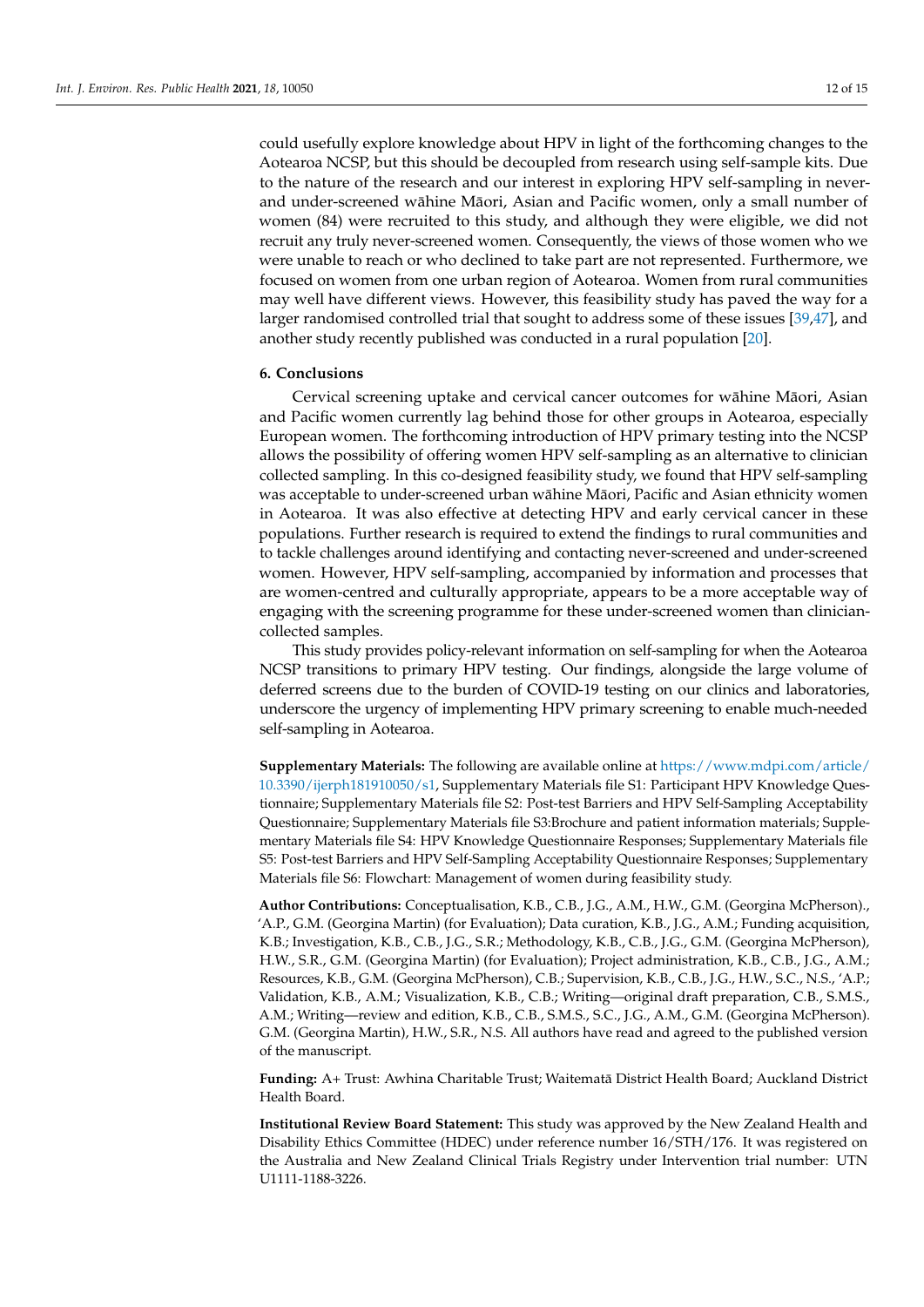could usefully explore knowledge about HPV in light of the forthcoming changes to the Aotearoa NCSP, but this should be decoupled from research using self-sample kits. Due to the nature of the research and our interest in exploring HPV self-sampling in never- and under-screened wāhine Māori, Asian and Pacific women, only a small number of women (84) were recruited to this study, and although they were eligible, we did not recruit any truly never-screened women. Consequently, the views of those women who we were unable to reach or who declined to take part are not represented. Furthermore, we focused on women from one urban region of Aotearoa. Women from rural communities may well have different views. However, this feasibility study has paved the way for a larger randomised controlled trial that sought to address some of these issues [39,47], and another study recently published was conducted in a rural population [20].

## 6. Conclusions

Cervical screening uptake and cervical cancer outcomes for wāhine Māori, Asian and Pacific women currently lag behind those for other groups in Aotearoa, especially European women. The forthcoming introduction of HPV primary testing into the NCSP allows the possibility of offering women HPV self-sampling as an alternative to clinician collected sampling. In this co-designed feasibility study, we found that HPV self-sampling was acceptable to under-screened urban wāhine Māori, Pacific and Asian ethnicity women in Aotearoa. It was also effective at detecting HPV and early cervical cancer in these populations. Further research is required to extend the findings to rural communities and to tackle challenges around identifying and contacting never-screened and under-screened women. However, HPV self-sampling, accompanied by information and processes that are women-centred and culturally appropriate, appears to be a more acceptable way of engaging with the screening programme for these under-screened women than clinician-collected samples.

This study provides policy-relevant information on self-sampling for when the Aotearoa NCSP transitions to primary HPV testing. Our findings, alongside the large volume of deferred screens due to the burden of COVID-19 testing on our clinics and laboratories, underscore the urgency of implementing HPV primary screening to enable much-needed self-sampling in Aotearoa.

**Supplementary Materials:** The following are available online at https://www.mdpi.com/article/10.3390/ijerph181910050/s1, Supplementary Materials file S1: Participant HPV Knowledge Questionnaire; Supplementary Materials file S2: Post-test Barriers and HPV Self-Sampling Acceptability Questionnaire; Supplementary Materials file S3:Brochure and patient information materials; Supplementary Materials file S4: HPV Knowledge Questionnaire Responses; Supplementary Materials file S5: Post-test Barriers and HPV Self-Sampling Acceptability Questionnaire Responses; Supplementary Materials file S6: Flowchart: Management of women during feasibility study.

**Author Contributions:** Conceptualisation, K.B., C.B., J.G., A.M., H.W., G.M. (Georgina McPherson)., 'A.P., G.M. (Georgina Martin) (for Evaluation); Data curation, K.B., J.G., A.M.; Funding acquisition, K.B.; Investigation, K.B., C.B., J.G., S.R.; Methodology, K.B., C.B., J.G., G.M. (Georgina McPherson), H.W., S.R., G.M. (Georgina Martin) (for Evaluation); Project administration, K.B., C.B., J.G., A.M.; Resources, K.B., G.M. (Georgina McPherson), C.B.; Supervision, K.B., C.B., J.G., H.W., S.C., N.S., 'A.P.; Validation, K.B., A.M.; Visualization, K.B., C.B.; Writing—original draft preparation, C.B., S.M.S., A.M.; Writing—review and edition, K.B., C.B., S.M.S., S.C., J.G., A.M., G.M. (Georgina McPherson). G.M. (Georgina Martin), H.W., S.R., N.S. All authors have read and agreed to the published version of the manuscript.

**Funding:** A+ Trust: Awhina Charitable Trust; Waitematā District Health Board; Auckland District Health Board.

**Institutional Review Board Statement:** This study was approved by the New Zealand Health and Disability Ethics Committee (HDEC) under reference number 16/STH/176. It was registered on the Australia and New Zealand Clinical Trials Registry under Intervention trial number: UTN U1111-1188-3226.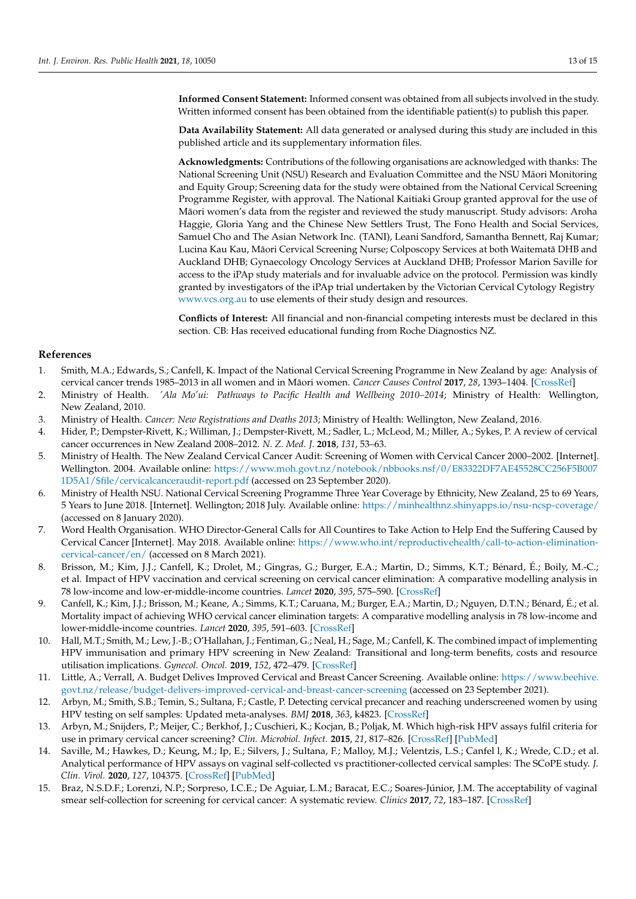**Informed Consent Statement:** Informed consent was obtained from all subjects involved in the study. Written informed consent has been obtained from the identifiable patient(s) to publish this paper.

**Data Availability Statement:** All data generated or analysed during this study are included in this published article and its supplementary information files.

**Acknowledgments:** Contributions of the following organisations are acknowledged with thanks: The National Screening Unit (NSU) Research and Evaluation Committee and the NSU Māori Monitoring and Equity Group; Screening data for the study were obtained from the National Cervical Screening Programme Register, with approval. The National Kaitiaki Group granted approval for the use of Māori women's data from the register and reviewed the study manuscript. Study advisors: Aroha Haggie, Gloria Yang and the Chinese New Settlers Trust, The Fono Health and Social Services, Samuel Cho and The Asian Network Inc. (TANI), Leani Sandford, Samantha Bennett, Raj Kumar; Lucina Kau Kau, Māori Cervical Screening Nurse; Colposcopy Services at both Waitematā DHB and Auckland DHB; Gynaecology Oncology Services at Auckland DHB; Professor Marion Saville for access to the iPAp study materials and for invaluable advice on the protocol. Permission was kindly granted by investigators of the iPAp trial undertaken by the Victorian Cervical Cytology Registry www.vcs.org.au to use elements of their study design and resources.

**Conflicts of Interest:** All financial and non-financial competing interests must be declared in this section. CB: Has received educational funding from Roche Diagnostics NZ.

## References

1. Smith, M.A.; Edwards, S.; Canfell, K. Impact of the National Cervical Screening Programme in New Zealand by age: Analysis of cervical cancer trends 1985–2013 in all women and in Māori women. *Cancer Causes Control* **2017**, *28*, 1393–1404. [CrossRef]
2. Ministry of Health. *'Ala Mo'ui: Pathways to Pacific Health and Wellbeing 2010–2014*; Ministry of Health: Wellington, New Zealand, 2010.
3. Ministry of Health. *Cancer: New Registrations and Deaths 2013*; Ministry of Health: Wellington, New Zealand, 2016.
4. Hider, P.; Dempster-Rivett, K.; Williman, J.; Dempster-Rivett, M.; Sadler, L.; McLeod, M.; Miller, A.; Sykes, P. A review of cervical cancer occurrences in New Zealand 2008–2012. *N. Z. Med. J.* **2018**, *131*, 53–63.
5. Ministry of Health. The New Zealand Cervical Cancer Audit: Screening of Women with Cervical Cancer 2000–2002. [Internet]. Wellington. 2004. Available online: https://www.moh.govt.nz/notebook/nbbooks.nsf/0/E83322DF7AE45528CC256F5B0071D5A1/$file/cervicalcanceraudit-report.pdf (accessed on 23 September 2020).
6. Ministry of Health NSU. National Cervical Screening Programme Three Year Coverage by Ethnicity, New Zealand, 25 to 69 Years, 5 Years to June 2018. [Internet]. Wellington; 2018 July. Available online: https://minhealthnz.shinyapps.io/nsu-ncsp-coverage/ (accessed on 8 January 2020).
7. Word Health Organisation. WHO Director-General Calls for All Countires to Take Action to Help End the Suffering Caused by Cervical Cancer [Internet]. May 2018. Available online: https://www.who.int/reproductivehealth/call-to-action-elimination-cervical-cancer/en/ (accessed on 8 March 2021).
8. Brisson, M.; Kim, J.J.; Canfell, K.; Drolet, M.; Gingras, G.; Burger, E.A.; Martin, D.; Simms, K.T.; Bénard, É.; Boily, M.-C.; et al. Impact of HPV vaccination and cervical screening on cervical cancer elimination: A comparative modelling analysis in 78 low-income and low-er-middle-income countries. *Lancet* **2020**, *395*, 575–590. [CrossRef]
9. Canfell, K.; Kim, J.J.; Brisson, M.; Keane, A.; Simms, K.T.; Caruana, M.; Burger, E.A.; Martin, D.; Nguyen, D.T.N.; Bénard, É.; et al. Mortality impact of achieving WHO cervical cancer elimination targets: A comparative modelling analysis in 78 low-income and lower-middle-income countries. *Lancet* **2020**, *395*, 591–603. [CrossRef]
10. Hall, M.T.; Smith, M.; Lew, J.-B.; O'Hallahan, J.; Fentiman, G.; Neal, H.; Sage, M.; Canfell, K. The combined impact of implementing HPV immunisation and primary HPV screening in New Zealand: Transitional and long-term benefits, costs and resource utilisation implications. *Gynecol. Oncol.* **2019**, *152*, 472–479. [CrossRef]
11. Little, A.; Verrall, A. Budget Delives Improved Cervical and Breast Cancer Screening. Available online: https://www.beehive.govt.nz/release/budget-delivers-improved-cervical-and-breast-cancer-screening (accessed on 23 September 2021).
12. Arbyn, M.; Smith, S.B.; Temin, S.; Sultana, F.; Castle, P. Detecting cervical precancer and reaching underscreened women by using HPV testing on self samples: Updated meta-analyses. *BMJ* **2018**, *363*, k4823. [CrossRef]
13. Arbyn, M.; Snijders, P.; Meijer, C.; Berkhof, J.; Cuschieri, K.; Kocjan, B.; Poljak, M. Which high-risk HPV assays fulfil criteria for use in primary cervical cancer screening? *Clin. Microbiol. Infect.* **2015**, *21*, 817–826. [CrossRef] [PubMed]
14. Saville, M.; Hawkes, D.; Keung, M.; Ip, E.; Silvers, J.; Sultana, F.; Malloy, M.J.; Velentzis, L.S.; Canfel l, K.; Wrede, C.D.; et al. Analytical performance of HPV assays on vaginal self-collected vs practitioner-collected cervical samples: The SCoPE study. *J. Clin. Virol.* **2020**, *127*, 104375. [CrossRef] [PubMed]
15. Braz, N.S.D.F.; Lorenzi, N.P.; Sorpreso, I.C.E.; De Aguiar, L.M.; Baracat, E.C.; Soares-Júnior, J.M. The acceptability of vaginal smear self-collection for screening for cervical cancer: A systematic review. *Clinics* **2017**, *72*, 183–187. [CrossRef]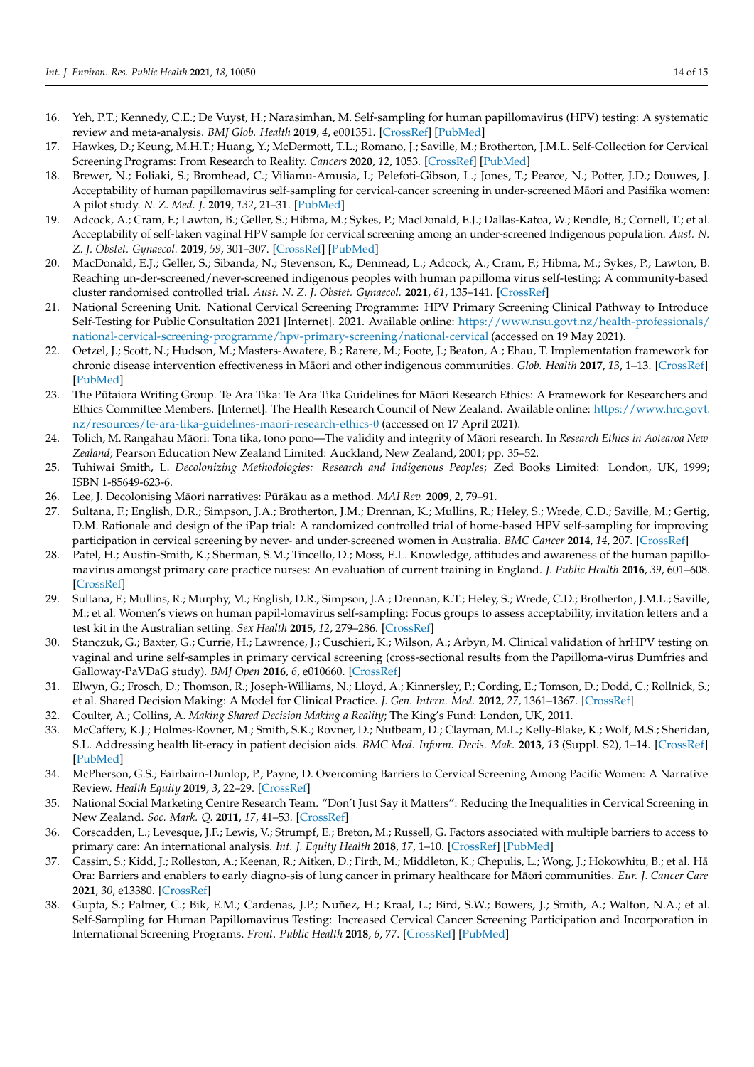16. Yeh, P.T.; Kennedy, C.E.; De Vuyst, H.; Narasimhan, M. Self-sampling for human papillomavirus (HPV) testing: A systematic review and meta-analysis. *BMJ Glob. Health* **2019**, *4*, e001351. [CrossRef] [PubMed]
17. Hawkes, D.; Keung, M.H.T.; Huang, Y.; McDermott, T.L.; Romano, J.; Saville, M.; Brotherton, J.M.L. Self-Collection for Cervical Screening Programs: From Research to Reality. *Cancers* **2020**, *12*, 1053. [CrossRef] [PubMed]
18. Brewer, N.; Foliaki, S.; Bromhead, C.; Viliamu-Amusia, I.; Pelefoti-Gibson, L.; Jones, T.; Pearce, N.; Potter, J.D.; Douwes, J. Acceptability of human papillomavirus self-sampling for cervical-cancer screening in under-screened Māori and Pasifika women: A pilot study. *N. Z. Med. J.* **2019**, *132*, 21–31. [PubMed]
19. Adcock, A.; Cram, F.; Lawton, B.; Geller, S.; Hibma, M.; Sykes, P.; MacDonald, E.J.; Dallas-Katoa, W.; Rendle, B.; Cornell, T.; et al. Acceptability of self-taken vaginal HPV sample for cervical screening among an under-screened Indigenous population. *Aust. N. Z. J. Obstet. Gynaecol.* **2019**, *59*, 301–307. [CrossRef] [PubMed]
20. MacDonald, E.J.; Geller, S.; Sibanda, N.; Stevenson, K.; Denmead, L.; Adcock, A.; Cram, F.; Hibma, M.; Sykes, P.; Lawton, B. Reaching un-der-screened/never-screened indigenous peoples with human papilloma virus self-testing: A community-based cluster randomised controlled trial. *Aust. N. Z. J. Obstet. Gynaecol.* **2021**, *61*, 135–141. [CrossRef]
21. National Screening Unit. National Cervical Screening Programme: HPV Primary Screening Clinical Pathway to Introduce Self-Testing for Public Consultation 2021 [Internet]. 2021. Available online: https://www.nsu.govt.nz/health-professionals/national-cervical-screening-programme/hpv-primary-screening/national-cervical (accessed on 19 May 2021).
22. Oetzel, J.; Scott, N.; Hudson, M.; Masters-Awatere, B.; Rarere, M.; Foote, J.; Beaton, A.; Ehau, T. Implementation framework for chronic disease intervention effectiveness in Māori and other indigenous communities. *Glob. Health* **2017**, *13*, 1–13. [CrossRef] [PubMed]
23. The Pūtaiora Writing Group. Te Ara Tika: Te Ara Tika Guidelines for Māori Research Ethics: A Framework for Researchers and Ethics Committee Members. [Internet]. The Health Research Council of New Zealand. Available online: https://www.hrc.govt.nz/resources/te-ara-tika-guidelines-maori-research-ethics-0 (accessed on 17 April 2021).
24. Tolich, M. Rangahau Māori: Tona tika, tono pono—The validity and integrity of Māori research. In *Research Ethics in Aotearoa New Zealand*; Pearson Education New Zealand Limited: Auckland, New Zealand, 2001; pp. 35–52.
25. Tuhiwai Smith, L. *Decolonizing Methodologies: Research and Indigenous Peoples*; Zed Books Limited: London, UK, 1999; ISBN 1-85649-623-6.
26. Lee, J. Decolonising Māori narratives: Pūrākau as a method. *MAI Rev.* **2009**, *2*, 79–91.
27. Sultana, F.; English, D.R.; Simpson, J.A.; Brotherton, J.M.; Drennan, K.; Mullins, R.; Heley, S.; Wrede, C.D.; Saville, M.; Gertig, D.M. Rationale and design of the iPap trial: A randomized controlled trial of home-based HPV self-sampling for improving participation in cervical screening by never- and under-screened women in Australia. *BMC Cancer* **2014**, *14*, 207. [CrossRef]
28. Patel, H.; Austin-Smith, K.; Sherman, S.M.; Tincello, D.; Moss, E.L. Knowledge, attitudes and awareness of the human papillomavirus amongst primary care practice nurses: An evaluation of current training in England. *J. Public Health* **2016**, *39*, 601–608. [CrossRef]
29. Sultana, F.; Mullins, R.; Murphy, M.; English, D.R.; Simpson, J.A.; Drennan, K.T.; Heley, S.; Wrede, C.D.; Brotherton, J.M.L.; Saville, M.; et al. Women's views on human papil-lomavirus self-sampling: Focus groups to assess acceptability, invitation letters and a test kit in the Australian setting. *Sex Health* **2015**, *12*, 279–286. [CrossRef]
30. Stanczuk, G.; Baxter, G.; Currie, H.; Lawrence, J.; Cuschieri, K.; Wilson, A.; Arbyn, M. Clinical validation of hrHPV testing on vaginal and urine self-samples in primary cervical screening (cross-sectional results from the Papilloma-virus Dumfries and Galloway-PaVDaG study). *BMJ Open* **2016**, *6*, e010660. [CrossRef]
31. Elwyn, G.; Frosch, D.; Thomson, R.; Joseph-Williams, N.; Lloyd, A.; Kinnersley, P.; Cording, E.; Tomson, D.; Dodd, C.; Rollnick, S.; et al. Shared Decision Making: A Model for Clinical Practice. *J. Gen. Intern. Med.* **2012**, *27*, 1361–1367. [CrossRef]
32. Coulter, A.; Collins, A. *Making Shared Decision Making a Reality*; The King's Fund: London, UK, 2011.
33. McCaffery, K.J.; Holmes-Rovner, M.; Smith, S.K.; Rovner, D.; Nutbeam, D.; Clayman, M.L.; Kelly-Blake, K.; Wolf, M.S.; Sheridan, S.L. Addressing health lit-eracy in patient decision aids. *BMC Med. Inform. Decis. Mak.* **2013**, *13* (Suppl. S2), 1–14. [CrossRef] [PubMed]
34. McPherson, G.S.; Fairbairn-Dunlop, P.; Payne, D. Overcoming Barriers to Cervical Screening Among Pacific Women: A Narrative Review. *Health Equity* **2019**, *3*, 22–29. [CrossRef]
35. National Social Marketing Centre Research Team. "Don't Just Say it Matters": Reducing the Inequalities in Cervical Screening in New Zealand. *Soc. Mark. Q.* **2011**, *17*, 41–53. [CrossRef]
36. Corscadden, L.; Levesque, J.F.; Lewis, V.; Strumpf, E.; Breton, M.; Russell, G. Factors associated with multiple barriers to access to primary care: An international analysis. *Int. J. Equity Health* **2018**, *17*, 1–10. [CrossRef] [PubMed]
37. Cassim, S.; Kidd, J.; Rolleston, A.; Keenan, R.; Aitken, D.; Firth, M.; Middleton, K.; Chepulis, L.; Wong, J.; Hokowhitu, B.; et al. Hā Ora: Barriers and enablers to early diagno-sis of lung cancer in primary healthcare for Māori communities. *Eur. J. Cancer Care* **2021**, *30*, e13380. [CrossRef]
38. Gupta, S.; Palmer, C.; Bik, E.M.; Cardenas, J.P.; Nuñez, H.; Kraal, L.; Bird, S.W.; Bowers, J.; Smith, A.; Walton, N.A.; et al. Self-Sampling for Human Papillomavirus Testing: Increased Cervical Cancer Screening Participation and Incorporation in International Screening Programs. *Front. Public Health* **2018**, *6*, 77. [CrossRef] [PubMed]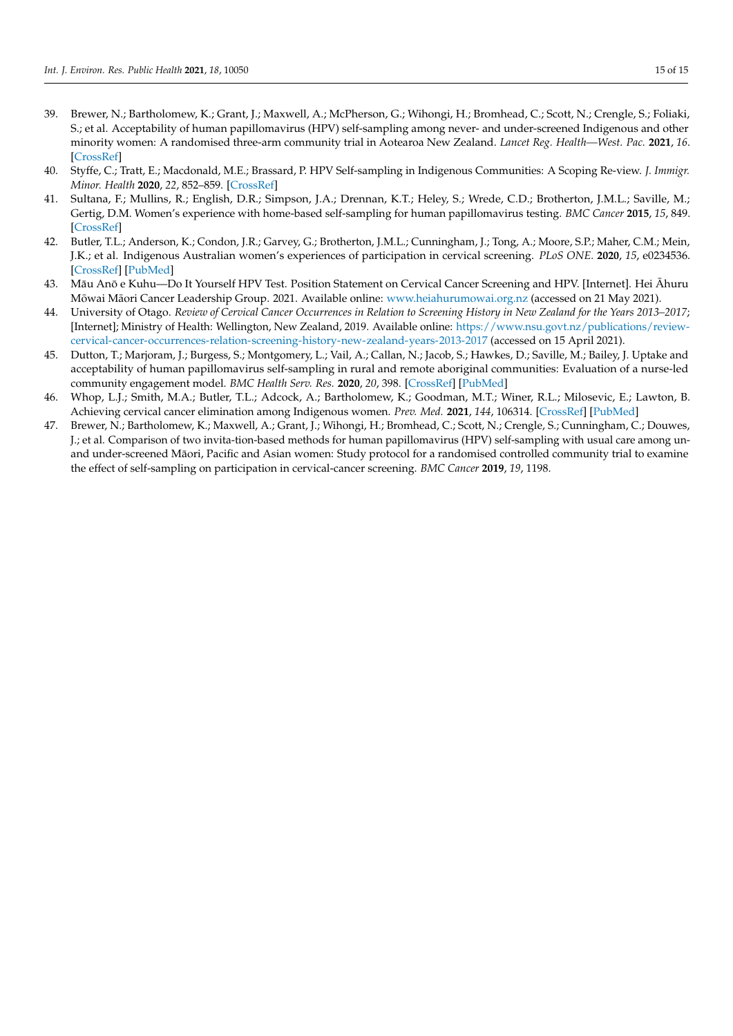39. Brewer, N.; Bartholomew, K.; Grant, J.; Maxwell, A.; McPherson, G.; Wihongi, H.; Bromhead, C.; Scott, N.; Crengle, S.; Foliaki, S.; et al. Acceptability of human papillomavirus (HPV) self-sampling among never- and under-screened Indigenous and other minority women: A randomised three-arm community trial in Aotearoa New Zealand. *Lancet Reg. Health—West. Pac.* **2021**, *16*. [CrossRef]
40. Styffe, C.; Tratt, E.; Macdonald, M.E.; Brassard, P. HPV Self-sampling in Indigenous Communities: A Scoping Re-view. *J. Immigr. Minor. Health* **2020**, *22*, 852–859. [CrossRef]
41. Sultana, F.; Mullins, R.; English, D.R.; Simpson, J.A.; Drennan, K.T.; Heley, S.; Wrede, C.D.; Brotherton, J.M.L.; Saville, M.; Gertig, D.M. Women's experience with home-based self-sampling for human papillomavirus testing. *BMC Cancer* **2015**, *15*, 849. [CrossRef]
42. Butler, T.L.; Anderson, K.; Condon, J.R.; Garvey, G.; Brotherton, J.M.L.; Cunningham, J.; Tong, A.; Moore, S.P.; Maher, C.M.; Mein, J.K.; et al. Indigenous Australian women's experiences of participation in cervical screening. *PLoS ONE.* **2020**, *15*, e0234536. [CrossRef] [PubMed]
43. Māu Anō e Kuhu—Do It Yourself HPV Test. Position Statement on Cervical Cancer Screening and HPV. [Internet]. Hei Āhuru Mōwai Māori Cancer Leadership Group. 2021. Available online: www.heiahurumowai.org.nz (accessed on 21 May 2021).
44. University of Otago. *Review of Cervical Cancer Occurrences in Relation to Screening History in New Zealand for the Years 2013–2017*; [Internet]; Ministry of Health: Wellington, New Zealand, 2019. Available online: https://www.nsu.govt.nz/publications/review-cervical-cancer-occurrences-relation-screening-history-new-zealand-years-2013-2017 (accessed on 15 April 2021).
45. Dutton, T.; Marjoram, J.; Burgess, S.; Montgomery, L.; Vail, A.; Callan, N.; Jacob, S.; Hawkes, D.; Saville, M.; Bailey, J. Uptake and acceptability of human papillomavirus self-sampling in rural and remote aboriginal communities: Evaluation of a nurse-led community engagement model. *BMC Health Serv. Res.* **2020**, *20*, 398. [CrossRef] [PubMed]
46. Whop, L.J.; Smith, M.A.; Butler, T.L.; Adcock, A.; Bartholomew, K.; Goodman, M.T.; Winer, R.L.; Milosevic, E.; Lawton, B. Achieving cervical cancer elimination among Indigenous women. *Prev. Med.* **2021**, *144*, 106314. [CrossRef] [PubMed]
47. Brewer, N.; Bartholomew, K.; Maxwell, A.; Grant, J.; Wihongi, H.; Bromhead, C.; Scott, N.; Crengle, S.; Cunningham, C.; Douwes, J.; et al. Comparison of two invita-tion-based methods for human papillomavirus (HPV) self-sampling with usual care among un- and under-screened Māori, Pacific and Asian women: Study protocol for a randomised controlled community trial to examine the effect of self-sampling on participation in cervical-cancer screening. *BMC Cancer* **2019**, *19*, 1198.